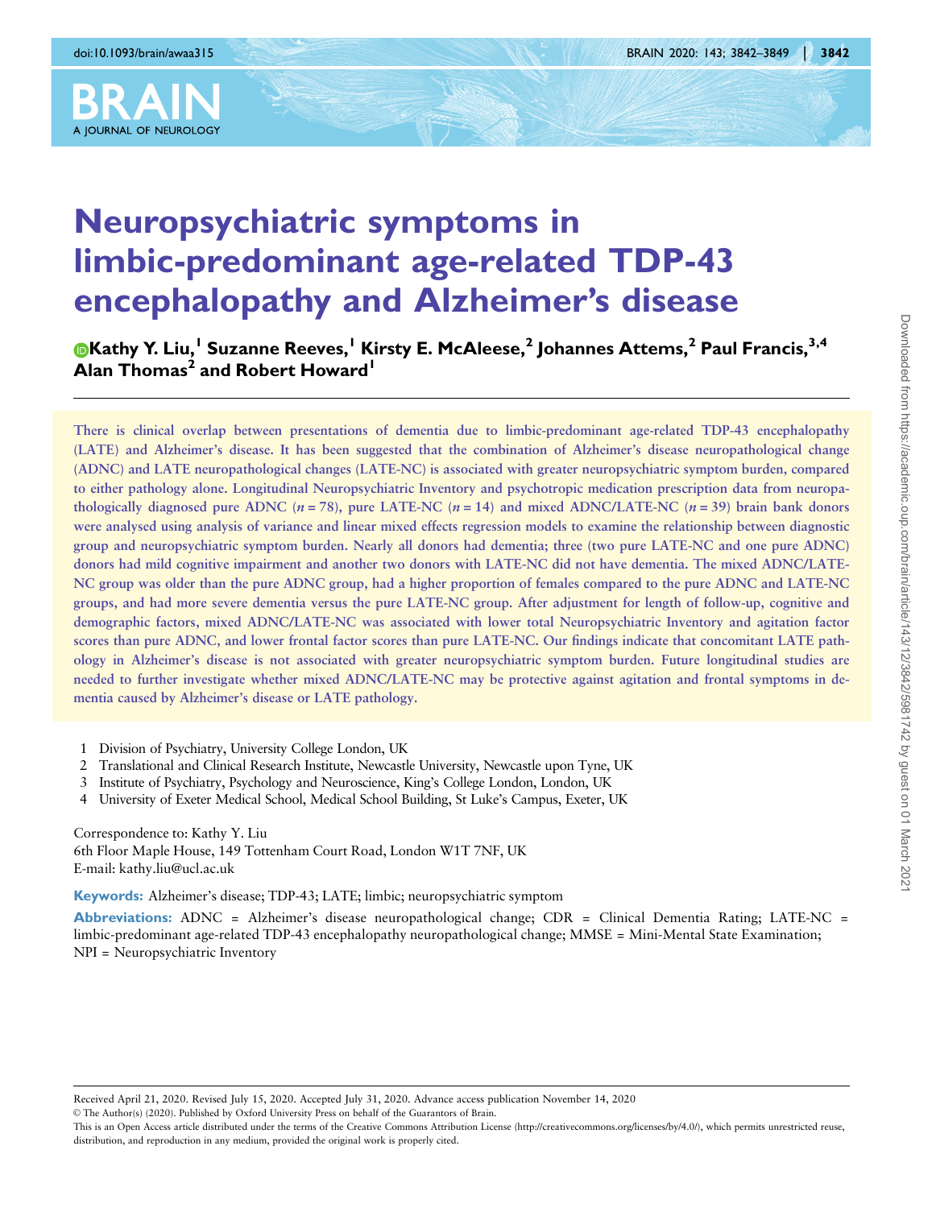# Neuropsychiatric symptoms in limbic-predominant age-related TDP-43 encephalopathy and Alzheimer's disease

Kathy Y. Liu,[1] Suzanne Reeves,[1] Kirsty E. McAleese,[2] Johannes Attems,[2] Paul Francis,[3,4] Alan Thomas[2] and Robert Howard[1]

There is clinical overlap between presentations of dementia due to limbic-predominant age-related TDP-43 encephalopathy (LATE) and Alzheimer's disease. It has been suggested that the combination of Alzheimer's disease neuropathological change (ADNC) and LATE neuropathological changes (LATE-NC) is associated with greater neuropsychiatric symptom burden, compared to either pathology alone. Longitudinal Neuropsychiatric Inventory and psychotropic medication prescription data from neuropathologically diagnosed pure ADNC ($n = 78$), pure LATE-NC ($n = 14$) and mixed ADNC/LATE-NC ($n = 39$) brain bank donors were analysed using analysis of variance and linear mixed effects regression models to examine the relationship between diagnostic group and neuropsychiatric symptom burden. Nearly all donors had dementia; three (two pure LATE-NC and one pure ADNC) donors had mild cognitive impairment and another two donors with LATE-NC did not have dementia. The mixed ADNC/LATE-NC group was older than the pure ADNC group, had a higher proportion of females compared to the pure ADNC and LATE-NC groups, and had more severe dementia versus the pure LATE-NC group. After adjustment for length of follow-up, cognitive and demographic factors, mixed ADNC/LATE-NC was associated with lower total Neuropsychiatric Inventory and agitation factor scores than pure ADNC, and lower frontal factor scores than pure LATE-NC. Our findings indicate that concomitant LATE pathology in Alzheimer's disease is not associated with greater neuropsychiatric symptom burden. Future longitudinal studies are needed to further investigate whether mixed ADNC/LATE-NC may be protective against agitation and frontal symptoms in dementia caused by Alzheimer's disease or LATE pathology.

1. Division of Psychiatry, University College London, UK
2. Translational and Clinical Research Institute, Newcastle University, Newcastle upon Tyne, UK
3. Institute of Psychiatry, Psychology and Neuroscience, King's College London, London, UK
4. University of Exeter Medical School, Medical School Building, St Luke's Campus, Exeter, UK

Correspondence to: Kathy Y. Liu
6th Floor Maple House, 149 Tottenham Court Road, London W1T 7NF, UK
E-mail: kathy.liu@ucl.ac.uk

**Keywords:** Alzheimer's disease; TDP-43; LATE; limbic; neuropsychiatric symptom

**Abbreviations:** ADNC = Alzheimer's disease neuropathological change; CDR = Clinical Dementia Rating; LATE-NC = limbic-predominant age-related TDP-43 encephalopathy neuropathological change; MMSE = Mini-Mental State Examination; NPI = Neuropsychiatric Inventory

Received April 21, 2020. Revised July 15, 2020. Accepted July 31, 2020. Advance access publication November 14, 2020

© The Author(s) (2020). Published by Oxford University Press on behalf of the Guarantors of Brain.

This is an Open Access article distributed under the terms of the Creative Commons Attribution License (http://creativecommons.org/licenses/by/4.0/), which permits unrestricted reuse, distribution, and reproduction in any medium, provided the original work is properly cited.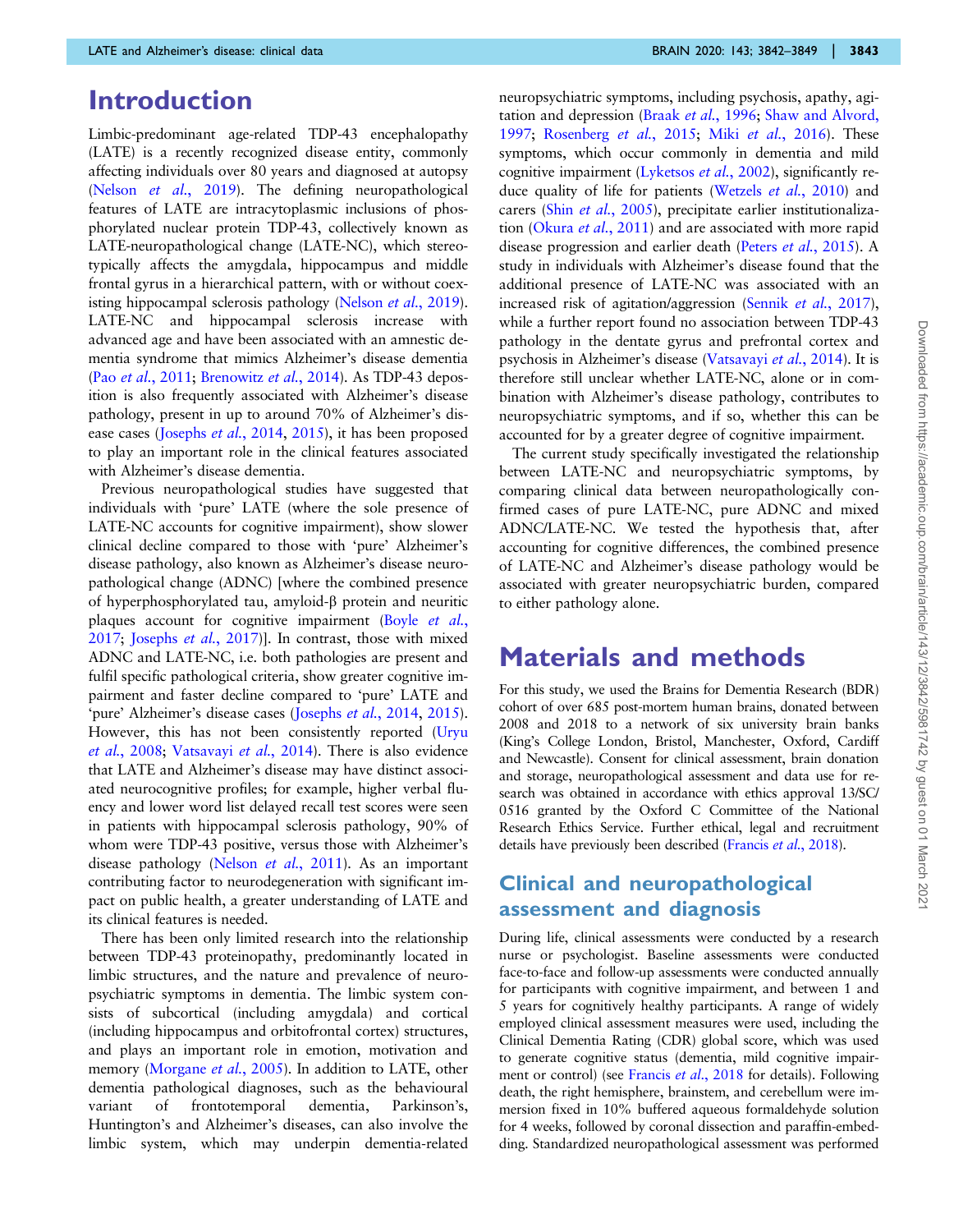# Introduction

Limbic-predominant age-related TDP-43 encephalopathy (LATE) is a recently recognized disease entity, commonly affecting individuals over 80 years and diagnosed at autopsy (Nelson *et al.*, 2019). The defining neuropathological features of LATE are intracytoplasmic inclusions of phosphorylated nuclear protein TDP-43, collectively known as LATE-neuropathological change (LATE-NC), which stereotypically affects the amygdala, hippocampus and middle frontal gyrus in a hierarchical pattern, with or without coexisting hippocampal sclerosis pathology (Nelson *et al.*, 2019). LATE-NC and hippocampal sclerosis increase with advanced age and have been associated with an amnestic dementia syndrome that mimics Alzheimer's disease dementia (Pao *et al.*, 2011; Brenowitz *et al.*, 2014). As TDP-43 deposition is also frequently associated with Alzheimer's disease pathology, present in up to around 70% of Alzheimer's disease cases (Josephs *et al.*, 2014, 2015), it has been proposed to play an important role in the clinical features associated with Alzheimer's disease dementia.

Previous neuropathological studies have suggested that individuals with 'pure' LATE (where the sole presence of LATE-NC accounts for cognitive impairment), show slower clinical decline compared to those with 'pure' Alzheimer's disease pathology, also known as Alzheimer's disease neuropathological change (ADNC) [where the combined presence of hyperphosphorylated tau, amyloid-β protein and neuritic plaques account for cognitive impairment (Boyle *et al.*, 2017; Josephs *et al.*, 2017)]. In contrast, those with mixed ADNC and LATE-NC, i.e. both pathologies are present and fulfil specific pathological criteria, show greater cognitive impairment and faster decline compared to 'pure' LATE and 'pure' Alzheimer's disease cases (Josephs *et al.*, 2014, 2015). However, this has not been consistently reported (Uryu *et al.*, 2008; Vatsavayi *et al.*, 2014). There is also evidence that LATE and Alzheimer's disease may have distinct associated neurocognitive profiles; for example, higher verbal fluency and lower word list delayed recall test scores were seen in patients with hippocampal sclerosis pathology, 90% of whom were TDP-43 positive, versus those with Alzheimer's disease pathology (Nelson *et al.*, 2011). As an important contributing factor to neurodegeneration with significant impact on public health, a greater understanding of LATE and its clinical features is needed.

There has been only limited research into the relationship between TDP-43 proteinopathy, predominantly located in limbic structures, and the nature and prevalence of neuropsychiatric symptoms in dementia. The limbic system consists of subcortical (including amygdala) and cortical (including hippocampus and orbitofrontal cortex) structures, and plays an important role in emotion, motivation and memory (Morgane *et al.*, 2005). In addition to LATE, other dementia pathological diagnoses, such as the behavioural variant of frontotemporal dementia, Parkinson's, Huntington's and Alzheimer's diseases, can also involve the limbic system, which may underpin dementia-related neuropsychiatric symptoms, including psychosis, apathy, agitation and depression (Braak *et al.*, 1996; Shaw and Alvord, 1997; Rosenberg *et al.*, 2015; Miki *et al.*, 2016). These symptoms, which occur commonly in dementia and mild cognitive impairment (Lyketsos *et al.*, 2002), significantly reduce quality of life for patients (Wetzels *et al.*, 2010) and carers (Shin *et al.*, 2005), precipitate earlier institutionalization (Okura *et al.*, 2011) and are associated with more rapid disease progression and earlier death (Peters *et al.*, 2015). A study in individuals with Alzheimer's disease found that the additional presence of LATE-NC was associated with an increased risk of agitation/aggression (Sennik *et al.*, 2017), while a further report found no association between TDP-43 pathology in the dentate gyrus and prefrontal cortex and psychosis in Alzheimer's disease (Vatsavayi *et al.*, 2014). It is therefore still unclear whether LATE-NC, alone or in combination with Alzheimer's disease pathology, contributes to neuropsychiatric symptoms, and if so, whether this can be accounted for by a greater degree of cognitive impairment.

The current study specifically investigated the relationship between LATE-NC and neuropsychiatric symptoms, by comparing clinical data between neuropathologically confirmed cases of pure LATE-NC, pure ADNC and mixed ADNC/LATE-NC. We tested the hypothesis that, after accounting for cognitive differences, the combined presence of LATE-NC and Alzheimer's disease pathology would be associated with greater neuropsychiatric burden, compared to either pathology alone.

# Materials and methods

For this study, we used the Brains for Dementia Research (BDR) cohort of over 685 post-mortem human brains, donated between 2008 and 2018 to a network of six university brain banks (King's College London, Bristol, Manchester, Oxford, Cardiff and Newcastle). Consent for clinical assessment, brain donation and storage, neuropathological assessment and data use for research was obtained in accordance with ethics approval 13/SC/0516 granted by the Oxford C Committee of the National Research Ethics Service. Further ethical, legal and recruitment details have previously been described (Francis *et al.*, 2018).

## Clinical and neuropathological assessment and diagnosis

During life, clinical assessments were conducted by a research nurse or psychologist. Baseline assessments were conducted face-to-face and follow-up assessments were conducted annually for participants with cognitive impairment, and between 1 and 5 years for cognitively healthy participants. A range of widely employed clinical assessment measures were used, including the Clinical Dementia Rating (CDR) global score, which was used to generate cognitive status (dementia, mild cognitive impairment or control) (see Francis *et al.*, 2018 for details). Following death, the right hemisphere, brainstem, and cerebellum were immersion fixed in 10% buffered aqueous formaldehyde solution for 4 weeks, followed by coronal dissection and paraffin-embedding. Standardized neuropathological assessment was performed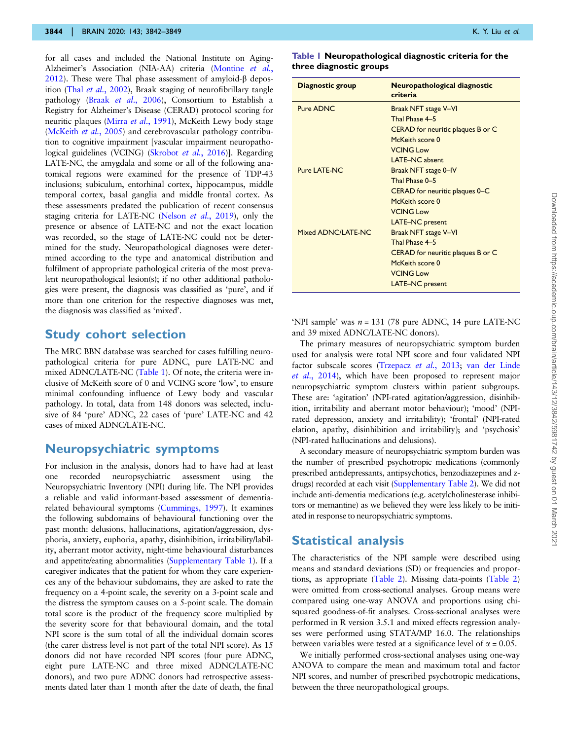for all cases and included the National Institute on Aging-Alzheimer's Association (NIA-AA) criteria (Montine *et al.*, 2012). These were Thal phase assessment of amyloid-β deposition (Thal *et al.*, 2002), Braak staging of neurofibrillary tangle pathology (Braak *et al.*, 2006), Consortium to Establish a Registry for Alzheimer's Disease (CERAD) protocol scoring for neuritic plaques (Mirra *et al.*, 1991), McKeith Lewy body stage (McKeith *et al.*, 2005) and cerebrovascular pathology contribution to cognitive impairment [vascular impairment neuropathological guidelines (VCING) (Skrobot *et al.*, 2016)]. Regarding LATE-NC, the amygdala and some or all of the following anatomical regions were examined for the presence of TDP-43 inclusions; subiculum, entorhinal cortex, hippocampus, middle temporal cortex, basal ganglia and middle frontal cortex. As these assessments predated the publication of recent consensus staging criteria for LATE-NC (Nelson *et al.*, 2019), only the presence or absence of LATE-NC and not the exact location was recorded, so the stage of LATE-NC could not be determined for the study. Neuropathological diagnoses were determined according to the type and anatomical distribution and fulfilment of appropriate pathological criteria of the most prevalent neuropathological lesion(s); if no other additional pathologies were present, the diagnosis was classified as 'pure', and if more than one criterion for the respective diagnoses was met, the diagnosis was classified as 'mixed'.

## Study cohort selection

The MRC BBN database was searched for cases fulfilling neuropathological criteria for pure ADNC, pure LATE-NC and mixed ADNC/LATE-NC (Table 1). Of note, the criteria were inclusive of McKeith score of 0 and VCING score 'low', to ensure minimal confounding influence of Lewy body and vascular pathology. In total, data from 148 donors was selected, inclusive of 84 'pure' ADNC, 22 cases of 'pure' LATE-NC and 42 cases of mixed ADNC/LATE-NC.

**Table 1 Neuropathological diagnostic criteria for the three diagnostic groups**

| Diagnostic group | Neuropathological diagnostic criteria |
|---|---|
| Pure ADNC | Braak NFT stage V–VI |
| | Thal Phase 4–5 |
| | CERAD for neuritic plaques B or C |
| | McKeith score 0 |
| | VCING Low |
| | LATE–NC absent |
| Pure LATE-NC | Braak NFT stage 0–IV |
| | Thal Phase 0–5 |
| | CERAD for neuritic plaques 0–C |
| | McKeith score 0 |
| | VCING Low |
| | LATE–NC present |
| Mixed ADNC/LATE-NC | Braak NFT stage V–VI |
| | Thal Phase 4–5 |
| | CERAD for neuritic plaques B or C |
| | McKeith score 0 |
| | VCING Low |
| | LATE–NC present |

## Neuropsychiatric symptoms

For inclusion in the analysis, donors had to have had at least one recorded neuropsychiatric assessment using the Neuropsychiatric Inventory (NPI) during life. The NPI provides a reliable and valid informant-based assessment of dementia-related behavioural symptoms (Cummings, 1997). It examines the following subdomains of behavioural functioning over the past month: delusions, hallucinations, agitation/aggression, dysphoria, anxiety, euphoria, apathy, disinhibition, irritability/lability, aberrant motor activity, night-time behavioural disturbances and appetite/eating abnormalities (Supplementary Table 1). If a caregiver indicates that the patient for whom they care experiences any of the behaviour subdomains, they are asked to rate the frequency on a 4-point scale, the severity on a 3-point scale and the distress the symptom causes on a 5-point scale. The domain total score is the product of the frequency score multiplied by the severity score for that behavioural domain, and the total NPI score is the sum total of all the individual domain scores (the carer distress level is not part of the total NPI score). As 15 donors did not have recorded NPI scores (four pure ADNC, eight pure LATE-NC and three mixed ADNC/LATE-NC donors), and two pure ADNC donors had retrospective assessments dated later than 1 month after the date of death, the final 'NPI sample' was $n = 131$ (78 pure ADNC, 14 pure LATE-NC and 39 mixed ADNC/LATE-NC donors).

The primary measures of neuropsychiatric symptom burden used for analysis were total NPI score and four validated NPI factor subscale scores (Trzepacz *et al.*, 2013; van der Linde *et al.*, 2014), which have been proposed to represent major neuropsychiatric symptom clusters within patient subgroups. These are: 'agitation' (NPI-rated agitation/aggression, disinhibition, irritability and aberrant motor behaviour); 'mood' (NPI-rated depression, anxiety and irritability); 'frontal' (NPI-rated elation, apathy, disinhibition and irritability); and 'psychosis' (NPI-rated hallucinations and delusions).

A secondary measure of neuropsychiatric symptom burden was the number of prescribed psychotropic medications (commonly prescribed antidepressants, antipsychotics, benzodiazepines and z-drugs) recorded at each visit (Supplementary Table 2). We did not include anti-dementia medications (e.g. acetylcholinesterase inhibitors or memantine) as we believed they were less likely to be initiated in response to neuropsychiatric symptoms.

## Statistical analysis

The characteristics of the NPI sample were described using means and standard deviations (SD) or frequencies and proportions, as appropriate (Table 2). Missing data-points (Table 2) were omitted from cross-sectional analyses. Group means were compared using one-way ANOVA and proportions using chi-squared goodness-of-fit analyses. Cross-sectional analyses were performed in R version 3.5.1 and mixed effects regression analyses were performed using STATA/MP 16.0. The relationships between variables were tested at a significance level of $\alpha = 0.05$.

We initially performed cross-sectional analyses using one-way ANOVA to compare the mean and maximum total and factor NPI scores, and number of prescribed psychotropic medications, between the three neuropathological groups.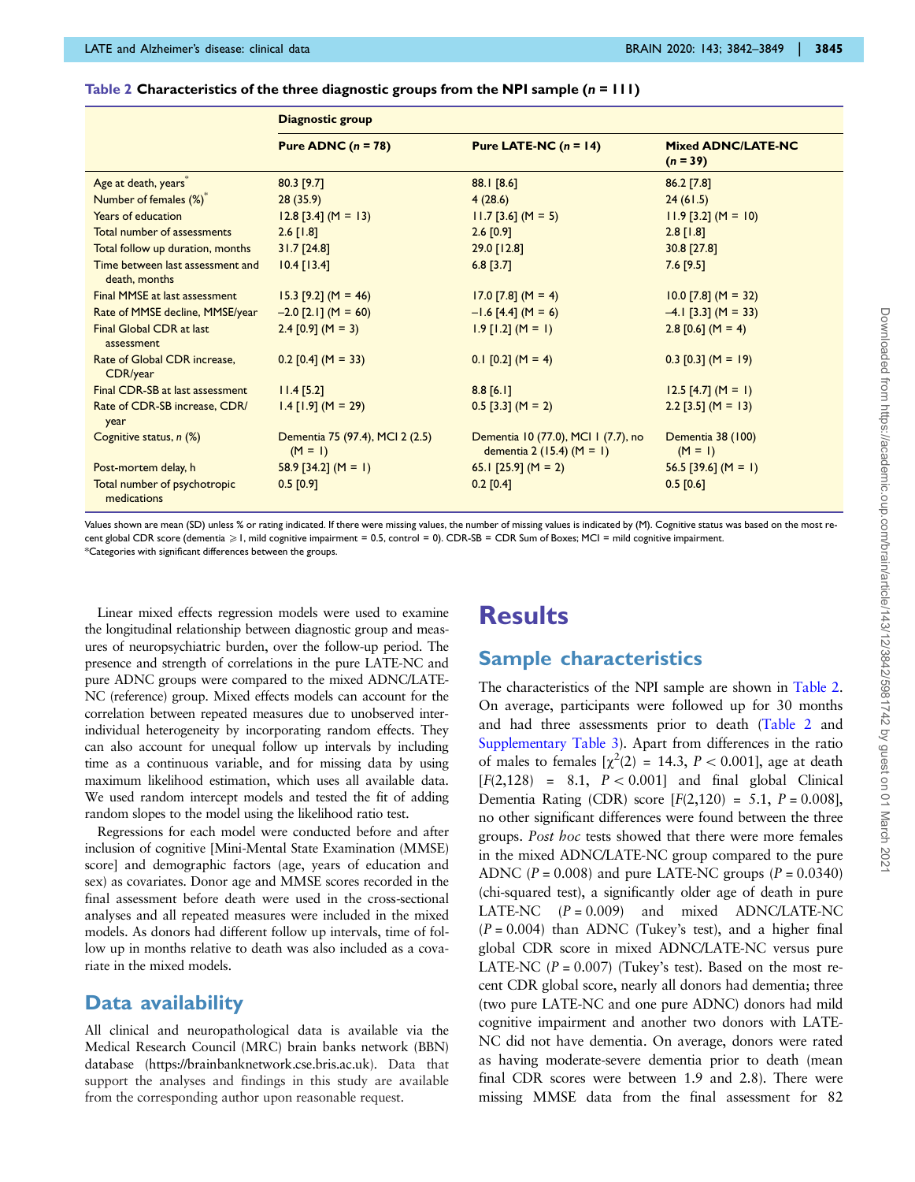**Table 2 Characteristics of the three diagnostic groups from the NPI sample (n = 111)**

| | Diagnostic group | | |
|---|---|---|---|
| | Pure ADNC (n = 78) | Pure LATE-NC (n = 14) | Mixed ADNC/LATE-NC (n = 39) |
| Age at death, years* | 80.3 [9.7] | 88.1 [8.6] | 86.2 [7.8] |
| Number of females (%)* | 28 (35.9) | 4 (28.6) | 24 (61.5) |
| Years of education | 12.8 [3.4] (M = 13) | 11.7 [3.6] (M = 5) | 11.9 [3.2] (M = 10) |
| Total number of assessments | 2.6 [1.8] | 2.6 [0.9] | 2.8 [1.8] |
| Total follow up duration, months | 31.7 [24.8] | 29.0 [12.8] | 30.8 [27.8] |
| Time between last assessment and death, months | 10.4 [13.4] | 6.8 [3.7] | 7.6 [9.5] |
| Final MMSE at last assessment | 15.3 [9.2] (M = 46) | 17.0 [7.8] (M = 4) | 10.0 [7.8] (M = 32) |
| Rate of MMSE decline, MMSE/year | −2.0 [2.1] (M = 60) | −1.6 [4.4] (M = 6) | −4.1 [3.3] (M = 33) |
| Final Global CDR at last assessment | 2.4 [0.9] (M = 3) | 1.9 [1.2] (M = 1) | 2.8 [0.6] (M = 4) |
| Rate of Global CDR increase, CDR/year | 0.2 [0.4] (M = 33) | 0.1 [0.2] (M = 4) | 0.3 [0.3] (M = 19) |
| Final CDR-SB at last assessment | 11.4 [5.2] | 8.8 [6.1] | 12.5 [4.7] (M = 1) |
| Rate of CDR-SB increase, CDR/year | 1.4 [1.9] (M = 29) | 0.5 [3.3] (M = 2) | 2.2 [3.5] (M = 13) |
| Cognitive status, n (%) | Dementia 75 (97.4), MCI 2 (2.5) (M = 1) | Dementia 10 (77.0), MCI 1 (7.7), no dementia 2 (15.4) (M = 1) | Dementia 38 (100) (M = 1) |
| Post-mortem delay, h | 58.9 [34.2] (M = 1) | 65.1 [25.9] (M = 2) | 56.5 [39.6] (M = 1) |
| Total number of psychotropic medications | 0.5 [0.9] | 0.2 [0.4] | 0.5 [0.6] |

Values shown are mean (SD) unless % or rating indicated. If there were missing values, the number of missing values is indicated by (M). Cognitive status was based on the most recent global CDR score (dementia ⩾ 1, mild cognitive impairment = 0.5, control = 0). CDR-SB = CDR Sum of Boxes; MCI = mild cognitive impairment.
*Categories with significant differences between the groups.

Linear mixed effects regression models were used to examine the longitudinal relationship between diagnostic group and measures of neuropsychiatric burden, over the follow-up period. The presence and strength of correlations in the pure LATE-NC and pure ADNC groups were compared to the mixed ADNC/LATE-NC (reference) group. Mixed effects models can account for the correlation between repeated measures due to unobserved inter-individual heterogeneity by incorporating random effects. They can also account for unequal follow up intervals by including time as a continuous variable, and for missing data by using maximum likelihood estimation, which uses all available data. We used random intercept models and tested the fit of adding random slopes to the model using the likelihood ratio test.

Regressions for each model were conducted before and after inclusion of cognitive [Mini-Mental State Examination (MMSE) score] and demographic factors (age, years of education and sex) as covariates. Donor age and MMSE scores recorded in the final assessment before death were used in the cross-sectional analyses and all repeated measures were included in the mixed models. As donors had different follow up intervals, time of follow up in months relative to death was also included as a covariate in the mixed models.

## Data availability

All clinical and neuropathological data is available via the Medical Research Council (MRC) brain banks network (BBN) database (https://brainbanknetwork.cse.bris.ac.uk). Data that support the analyses and findings in this study are available from the corresponding author upon reasonable request.

# Results

## Sample characteristics

The characteristics of the NPI sample are shown in Table 2. On average, participants were followed up for 30 months and had three assessments prior to death (Table 2 and Supplementary Table 3). Apart from differences in the ratio of males to females [$\chi^2(2)$ = 14.3, $P < 0.001$], age at death [$F(2,128)$ = 8.1, $P < 0.001$] and final global Clinical Dementia Rating (CDR) score [$F(2,120)$ = 5.1, $P = 0.008$], no other significant differences were found between the three groups. *Post hoc* tests showed that there were more females in the mixed ADNC/LATE-NC group compared to the pure ADNC ($P = 0.008$) and pure LATE-NC groups ($P = 0.0340$) (chi-squared test), a significantly older age of death in pure LATE-NC ($P = 0.009$) and mixed ADNC/LATE-NC ($P = 0.004$) than ADNC (Tukey's test), and a higher final global CDR score in mixed ADNC/LATE-NC versus pure LATE-NC ($P = 0.007$) (Tukey's test). Based on the most recent CDR global score, nearly all donors had dementia; three (two pure LATE-NC and one pure ADNC) donors had mild cognitive impairment and another two donors with LATE-NC did not have dementia. On average, donors were rated as having moderate-severe dementia prior to death (mean final CDR scores were between 1.9 and 2.8). There were missing MMSE data from the final assessment for 82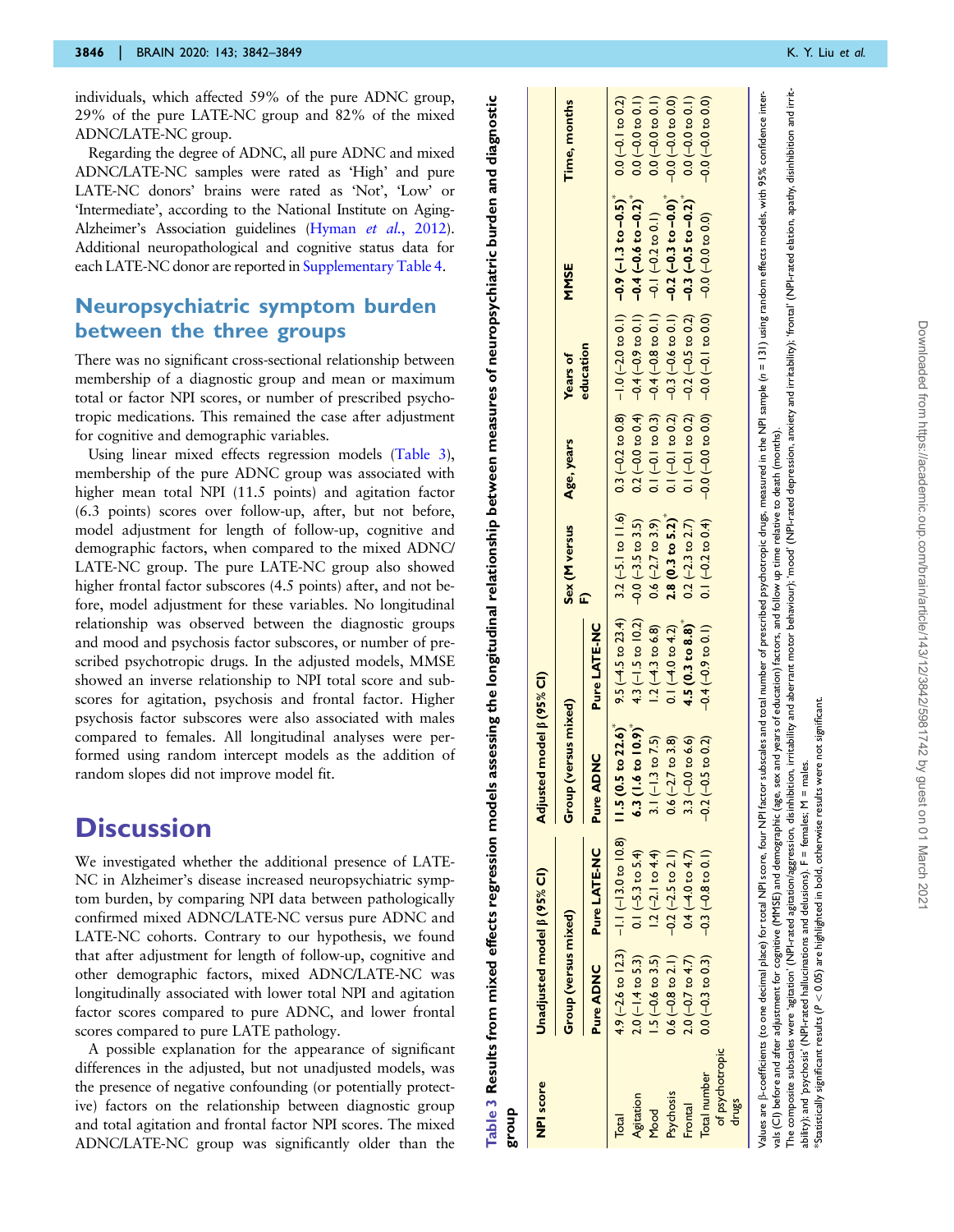individuals, which affected 59% of the pure ADNC group, 29% of the pure LATE-NC group and 82% of the mixed ADNC/LATE-NC group.

Regarding the degree of ADNC, all pure ADNC and mixed ADNC/LATE-NC samples were rated as 'High' and pure LATE-NC donors' brains were rated as 'Not', 'Low' or 'Intermediate', according to the National Institute on Aging-Alzheimer's Association guidelines (Hyman *et al.*, 2012). Additional neuropathological and cognitive status data for each LATE-NC donor are reported in Supplementary Table 4.

## Neuropsychiatric symptom burden between the three groups

There was no significant cross-sectional relationship between membership of a diagnostic group and mean or maximum total or factor NPI scores, or number of prescribed psychotropic medications. This remained the case after adjustment for cognitive and demographic variables.

Using linear mixed effects regression models (Table 3), membership of the pure ADNC group was associated with higher mean total NPI (11.5 points) and agitation factor (6.3 points) scores over follow-up, after, but not before, model adjustment for length of follow-up, cognitive and demographic factors, when compared to the mixed ADNC/LATE-NC group. The pure LATE-NC group also showed higher frontal factor subscores (4.5 points) after, and not before, model adjustment for these variables. No longitudinal relationship was observed between the diagnostic groups and mood and psychosis factor subscores, or number of prescribed psychotropic drugs. In the adjusted models, MMSE showed an inverse relationship to NPI total score and subscores for agitation, psychosis and frontal factor. Higher psychosis factor subscores were also associated with males compared to females. All longitudinal analyses were performed using random intercept models as the addition of random slopes did not improve model fit.

**Table 3 Results from mixed effects regression models assessing the longitudinal relationship between measures of neuropsychiatric burden and diagnostic group**

| NPI score | Unadjusted model β (95% CI) | | Adjusted model β (95% CI) | | | | | | |
|---|---|---|---|---|---|---|---|---|---|
| | Group (versus mixed) | | Group (versus mixed) | | Sex (M versus F) | Age, years | Years of education | MMSE | Time, months |
| | Pure ADNC | Pure LATE-NC | Pure ADNC | Pure LATE-NC | | | | | |
| Total | 4.9 (−2.6 to 12.3) | −1.1 (−13.0 to 10.8) | **11.5 (0.5 to 22.6)*** | 9.5 (−4.5 to 23.4) | 3.2 (−5.1 to 11.6) | 0.3 (−0.2 to 0.8) | −1.0 (−2.0 to 0.1) | **−0.9 (−1.3 to −0.5)*** | 0.0 (−0.1 to 0.2) |
| Agitation | 2.0 (−1.4 to 5.3) | 0.1 (−5.3 to 5.4) | **6.3 (1.6 to 10.9)*** | 4.3 (−1.5 to 10.2) | −0.0 (−3.5 to 3.5) | 0.2 (−0.0 to 0.4) | −0.4 (−0.9 to 0.1) | **−0.4 (−0.6 to −0.2)*** | 0.0 (−0.0 to 0.1) |
| Mood | 1.5 (−0.6 to 3.5) | 1.2 (−2.1 to 4.4) | 3.1 (−1.3 to 7.5) | 1.2 (−4.3 to 6.8) | 0.6 (−2.7 to 3.9) | 0.1 (−0.1 to 0.3) | −0.4 (−0.8 to 0.1) | −0.1 (−0.2 to 0.1) | 0.0 (−0.0 to 0.1) |
| Psychosis | 0.6 (−0.8 to 2.1) | −0.2 (−2.5 to 2.1) | 0.6 (−2.7 to 3.8) | 0.1 (−4.0 to 4.2) | **2.8 (0.3 to 5.2)*** | 0.1 (−0.1 to 0.2) | −0.3 (−0.6 to 0.1) | **−0.2 (−0.3 to −0.0)*** | −0.0 (−0.0 to 0.0) |
| Frontal | 2.0 (−0.7 to 4.7) | 0.4 (−4.0 to 4.7) | 3.3 (−0.0 to 6.6) | **4.5 (0.3 to 8.8)*** | 0.2 (−2.3 to 2.7) | 0.1 (−0.1 to 0.2) | −0.2 (−0.5 to 0.2) | **−0.3 (−0.5 to −0.2)*** | 0.0 (−0.0 to 0.1) |
| Total number of psychotropic drugs | 0.0 (−0.3 to 0.3) | −0.3 (−0.8 to 0.1) | −0.2 (−0.5 to 0.2) | −0.4 (−0.9 to 0.1) | 0.1 (−0.2 to 0.4) | −0.0 (−0.0 to 0.0) | −0.0 (−0.1 to 0.0) | −0.0 (−0.0 to 0.0) | −0.0 (−0.0 to 0.0) |

Values are β-coefficients (to one decimal place) for total NPI score, four NPI factor subscales and total number of prescribed psychotropic drugs, measured in the NPI sample (n = 131) using random effects models, with 95% confidence intervals (CI) before and after adjustment for cognitive (MMSE) and demographic (age, sex and years of education) factors, and follow up time relative to death (months).
The composite subscales were 'agitation' (NPI-rated agitation/aggression, disinhibition, irritability and aberrant motor behaviour); 'mood' (NPI-rated depression, anxiety and irritability); 'frontal' (NPI-rated elation, apathy, disinhibition and irritability); and 'psychosis' (NPI-rated hallucinations and delusions). F = females; M = males.
*Statistically significant results ($P < 0.05$) are highlighted in bold, otherwise results were not significant.

# Discussion

We investigated whether the additional presence of LATE-NC in Alzheimer's disease increased neuropsychiatric symptom burden, by comparing NPI data between pathologically confirmed mixed ADNC/LATE-NC versus pure ADNC and LATE-NC cohorts. Contrary to our hypothesis, we found that after adjustment for length of follow-up, cognitive and other demographic factors, mixed ADNC/LATE-NC was longitudinally associated with lower total NPI and agitation factor scores compared to pure ADNC, and lower frontal scores compared to pure LATE pathology.

A possible explanation for the appearance of significant differences in the adjusted, but not unadjusted models, was the presence of negative confounding (or potentially protective) factors on the relationship between diagnostic group and total agitation and frontal factor NPI scores. The mixed ADNC/LATE-NC group was significantly older than the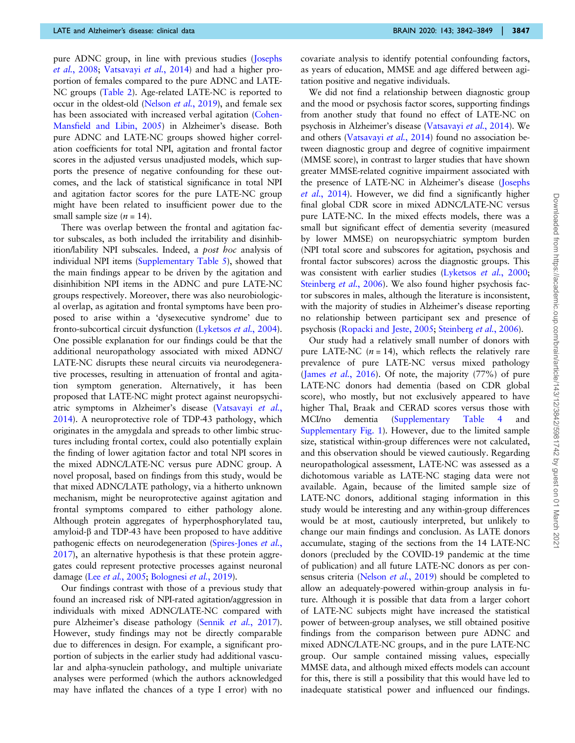pure ADNC group, in line with previous studies (Josephs *et al.*, 2008; Vatsavayi *et al.*, 2014) and had a higher proportion of females compared to the pure ADNC and LATE-NC groups (Table 2). Age-related LATE-NC is reported to occur in the oldest-old (Nelson *et al.*, 2019), and female sex has been associated with increased verbal agitation (Cohen-Mansfield and Libin, 2005) in Alzheimer's disease. Both pure ADNC and LATE-NC groups showed higher correlation coefficients for total NPI, agitation and frontal factor scores in the adjusted versus unadjusted models, which supports the presence of negative confounding for these outcomes, and the lack of statistical significance in total NPI and agitation factor scores for the pure LATE-NC group might have been related to insufficient power due to the small sample size ($n = 14$).

There was overlap between the frontal and agitation factor subscales, as both included the irritability and disinhibition/lability NPI subscales. Indeed, a *post hoc* analysis of individual NPI items (Supplementary Table 5), showed that the main findings appear to be driven by the agitation and disinhibition NPI items in the ADNC and pure LATE-NC groups respectively. Moreover, there was also neurobiological overlap, as agitation and frontal symptoms have been proposed to arise within a 'dysexecutive syndrome' due to fronto-subcortical circuit dysfunction (Lyketsos *et al.*, 2004). One possible explanation for our findings could be that the additional neuropathology associated with mixed ADNC/LATE-NC disrupts these neural circuits via neurodegenerative processes, resulting in attenuation of frontal and agitation symptom generation. Alternatively, it has been proposed that LATE-NC might protect against neuropsychiatric symptoms in Alzheimer's disease (Vatsavayi *et al.*, 2014). A neuroprotective role of TDP-43 pathology, which originates in the amygdala and spreads to other limbic structures including frontal cortex, could also potentially explain the finding of lower agitation factor and total NPI scores in the mixed ADNC/LATE-NC versus pure ADNC group. A novel proposal, based on findings from this study, would be that mixed ADNC/LATE pathology, via a hitherto unknown mechanism, might be neuroprotective against agitation and frontal symptoms compared to either pathology alone. Although protein aggregates of hyperphosphorylated tau, amyloid-β and TDP-43 have been proposed to have additive pathogenic effects on neurodegeneration (Spires-Jones *et al.*, 2017), an alternative hypothesis is that these protein aggregates could represent protective processes against neuronal damage (Lee *et al.*, 2005; Bolognesi *et al.*, 2019).

Our findings contrast with those of a previous study that found an increased risk of NPI-rated agitation/aggression in individuals with mixed ADNC/LATE-NC compared with pure Alzheimer's disease pathology (Sennik *et al.*, 2017). However, study findings may not be directly comparable due to differences in design. For example, a significant proportion of subjects in the earlier study had additional vascular and alpha-synuclein pathology, and multiple univariate analyses were performed (which the authors acknowledged may have inflated the chances of a type I error) with no covariate analysis to identify potential confounding factors, as years of education, MMSE and age differed between agitation positive and negative individuals.

We did not find a relationship between diagnostic group and the mood or psychosis factor scores, supporting findings from another study that found no effect of LATE-NC on psychosis in Alzheimer's disease (Vatsavayi *et al.*, 2014). We and others (Vatsavayi *et al.*, 2014) found no association between diagnostic group and degree of cognitive impairment (MMSE score), in contrast to larger studies that have shown greater MMSE-related cognitive impairment associated with the presence of LATE-NC in Alzheimer's disease (Josephs *et al.*, 2014). However, we did find a significantly higher final global CDR score in mixed ADNC/LATE-NC versus pure LATE-NC. In the mixed effects models, there was a small but significant effect of dementia severity (measured by lower MMSE) on neuropsychiatric symptom burden (NPI total score and subscores for agitation, psychosis and frontal factor subscores) across the diagnostic groups. This was consistent with earlier studies (Lyketsos *et al.*, 2000; Steinberg *et al.*, 2006). We also found higher psychosis factor subscores in males, although the literature is inconsistent, with the majority of studies in Alzheimer's disease reporting no relationship between participant sex and presence of psychosis (Ropacki and Jeste, 2005; Steinberg *et al.*, 2006).

Our study had a relatively small number of donors with pure LATE-NC ($n = 14$), which reflects the relatively rare prevalence of pure LATE-NC versus mixed pathology (James *et al.*, 2016). Of note, the majority (77%) of pure LATE-NC donors had dementia (based on CDR global score), who mostly, but not exclusively appeared to have higher Thal, Braak and CERAD scores versus those with MCI/no dementia (Supplementary Table 4 and Supplementary Fig. 1). However, due to the limited sample size, statistical within-group differences were not calculated, and this observation should be viewed cautiously. Regarding neuropathological assessment, LATE-NC was assessed as a dichotomous variable as LATE-NC staging data were not available. Again, because of the limited sample size of LATE-NC donors, additional staging information in this study would be interesting and any within-group differences would be at most, cautiously interpreted, but unlikely to change our main findings and conclusion. As LATE donors accumulate, staging of the sections from the 14 LATE-NC donors (precluded by the COVID-19 pandemic at the time of publication) and all future LATE-NC donors as per consensus criteria (Nelson *et al.*, 2019) should be completed to allow an adequately-powered within-group analysis in future. Although it is possible that data from a larger cohort of LATE-NC subjects might have increased the statistical power of between-group analyses, we still obtained positive findings from the comparison between pure ADNC and mixed ADNC/LATE-NC groups, and in the pure LATE-NC group. Our sample contained missing values, especially MMSE data, and although mixed effects models can account for this, there is still a possibility that this would have led to inadequate statistical power and influenced our findings.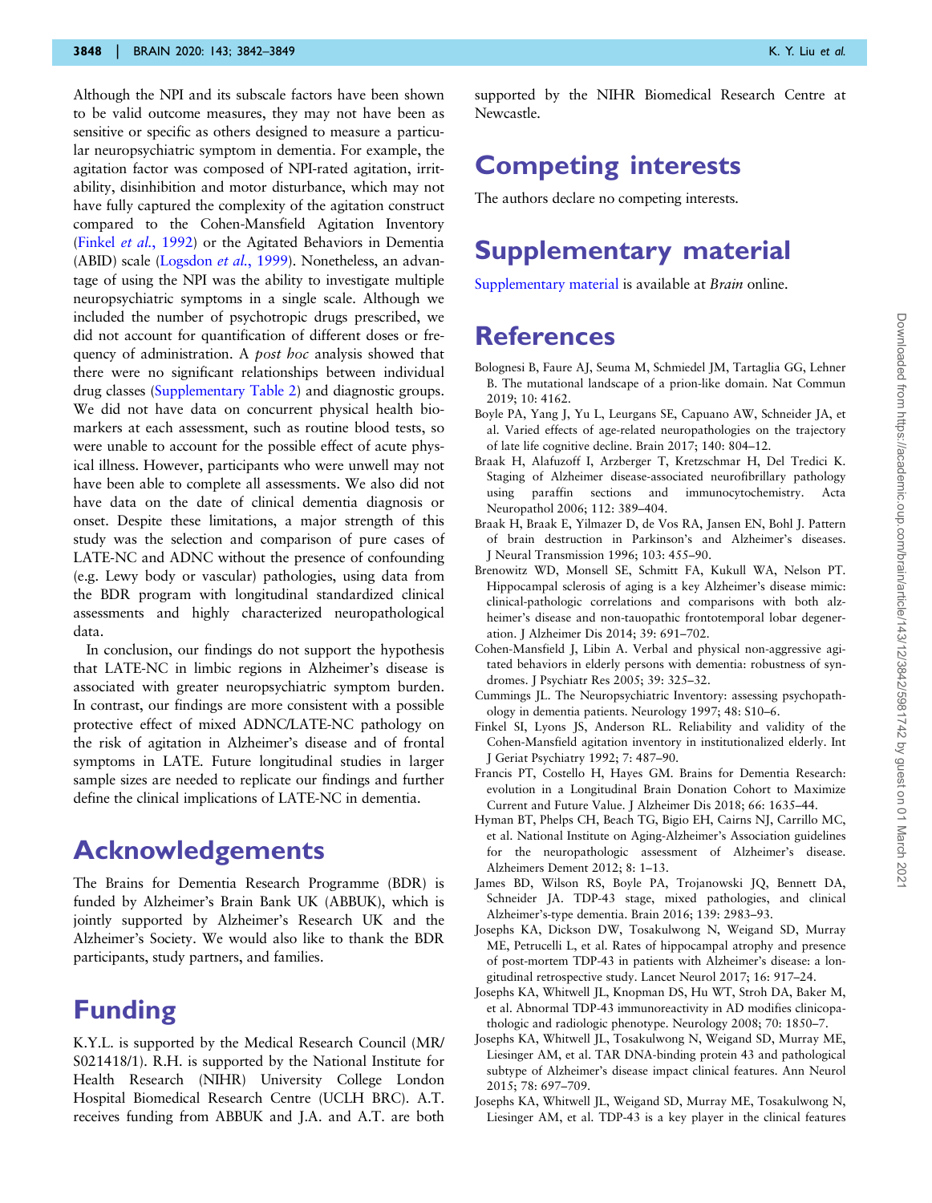Although the NPI and its subscale factors have been shown to be valid outcome measures, they may not have been as sensitive or specific as others designed to measure a particular neuropsychiatric symptom in dementia. For example, the agitation factor was composed of NPI-rated agitation, irritability, disinhibition and motor disturbance, which may not have fully captured the complexity of the agitation construct compared to the Cohen-Mansfield Agitation Inventory (Finkel *et al.*, 1992) or the Agitated Behaviors in Dementia (ABID) scale (Logsdon *et al.*, 1999). Nonetheless, an advantage of using the NPI was the ability to investigate multiple neuropsychiatric symptoms in a single scale. Although we included the number of psychotropic drugs prescribed, we did not account for quantification of different doses or frequency of administration. A *post hoc* analysis showed that there were no significant relationships between individual drug classes (Supplementary Table 2) and diagnostic groups. We did not have data on concurrent physical health biomarkers at each assessment, such as routine blood tests, so were unable to account for the possible effect of acute physical illness. However, participants who were unwell may not have been able to complete all assessments. We also did not have data on the date of clinical dementia diagnosis or onset. Despite these limitations, a major strength of this study was the selection and comparison of pure cases of LATE-NC and ADNC without the presence of confounding (e.g. Lewy body or vascular) pathologies, using data from the BDR program with longitudinal standardized clinical assessments and highly characterized neuropathological data.

In conclusion, our findings do not support the hypothesis that LATE-NC in limbic regions in Alzheimer's disease is associated with greater neuropsychiatric symptom burden. In contrast, our findings are more consistent with a possible protective effect of mixed ADNC/LATE-NC pathology on the risk of agitation in Alzheimer's disease and of frontal symptoms in LATE. Future longitudinal studies in larger sample sizes are needed to replicate our findings and further define the clinical implications of LATE-NC in dementia.

# Acknowledgements

The Brains for Dementia Research Programme (BDR) is funded by Alzheimer's Brain Bank UK (ABBUK), which is jointly supported by Alzheimer's Research UK and the Alzheimer's Society. We would also like to thank the BDR participants, study partners, and families.

# Funding

K.Y.L. is supported by the Medical Research Council (MR/S021418/1). R.H. is supported by the National Institute for Health Research (NIHR) University College London Hospital Biomedical Research Centre (UCLH BRC). A.T. receives funding from ABBUK and J.A. and A.T. are both supported by the NIHR Biomedical Research Centre at Newcastle.

# Competing interests

The authors declare no competing interests.

# Supplementary material

Supplementary material is available at *Brain* online.

# References

Bolognesi B, Faure AJ, Seuma M, Schmiedel JM, Tartaglia GG, Lehner B. The mutational landscape of a prion-like domain. Nat Commun 2019; 10: 4162.

Boyle PA, Yang J, Yu L, Leurgans SE, Capuano AW, Schneider JA, et al. Varied effects of age-related neuropathologies on the trajectory of late life cognitive decline. Brain 2017; 140: 804–12.

Braak H, Alafuzoff I, Arzberger T, Kretzschmar H, Del Tredici K. Staging of Alzheimer disease-associated neurofibrillary pathology using paraffin sections and immunocytochemistry. Acta Neuropathol 2006; 112: 389–404.

Braak H, Braak E, Yilmazer D, de Vos RA, Jansen EN, Bohl J. Pattern of brain destruction in Parkinson's and Alzheimer's diseases. J Neural Transmission 1996; 103: 455–90.

Brenowitz WD, Monsell SE, Schmitt FA, Kukull WA, Nelson PT. Hippocampal sclerosis of aging is a key Alzheimer's disease mimic: clinical-pathologic correlations and comparisons with both alzheimer's disease and non-tauopathic frontotemporal lobar degeneration. J Alzheimer Dis 2014; 39: 691–702.

Cohen-Mansfield J, Libin A. Verbal and physical non-aggressive agitated behaviors in elderly persons with dementia: robustness of syndromes. J Psychiatr Res 2005; 39: 325–32.

Cummings JL. The Neuropsychiatric Inventory: assessing psychopathology in dementia patients. Neurology 1997; 48: S10–6.

Finkel SI, Lyons JS, Anderson RL. Reliability and validity of the Cohen-Mansfield agitation inventory in institutionalized elderly. Int J Geriat Psychiatry 1992; 7: 487–90.

Francis PT, Costello H, Hayes GM. Brains for Dementia Research: evolution in a Longitudinal Brain Donation Cohort to Maximize Current and Future Value. J Alzheimer Dis 2018; 66: 1635–44.

Hyman BT, Phelps CH, Beach TG, Bigio EH, Cairns NJ, Carrillo MC, et al. National Institute on Aging-Alzheimer's Association guidelines for the neuropathologic assessment of Alzheimer's disease. Alzheimers Dement 2012; 8: 1–13.

James BD, Wilson RS, Boyle PA, Trojanowski JQ, Bennett DA, Schneider JA. TDP-43 stage, mixed pathologies, and clinical Alzheimer's-type dementia. Brain 2016; 139: 2983–93.

Josephs KA, Dickson DW, Tosakulwong N, Weigand SD, Murray ME, Petrucelli L, et al. Rates of hippocampal atrophy and presence of post-mortem TDP-43 in patients with Alzheimer's disease: a longitudinal retrospective study. Lancet Neurol 2017; 16: 917–24.

Josephs KA, Whitwell JL, Knopman DS, Hu WT, Stroh DA, Baker M, et al. Abnormal TDP-43 immunoreactivity in AD modifies clinicopathologic and radiologic phenotype. Neurology 2008; 70: 1850–7.

Josephs KA, Whitwell JL, Tosakulwong N, Weigand SD, Murray ME, Liesinger AM, et al. TAR DNA-binding protein 43 and pathological subtype of Alzheimer's disease impact clinical features. Ann Neurol 2015; 78: 697–709.

Josephs KA, Whitwell JL, Weigand SD, Murray ME, Tosakulwong N, Liesinger AM, et al. TDP-43 is a key player in the clinical features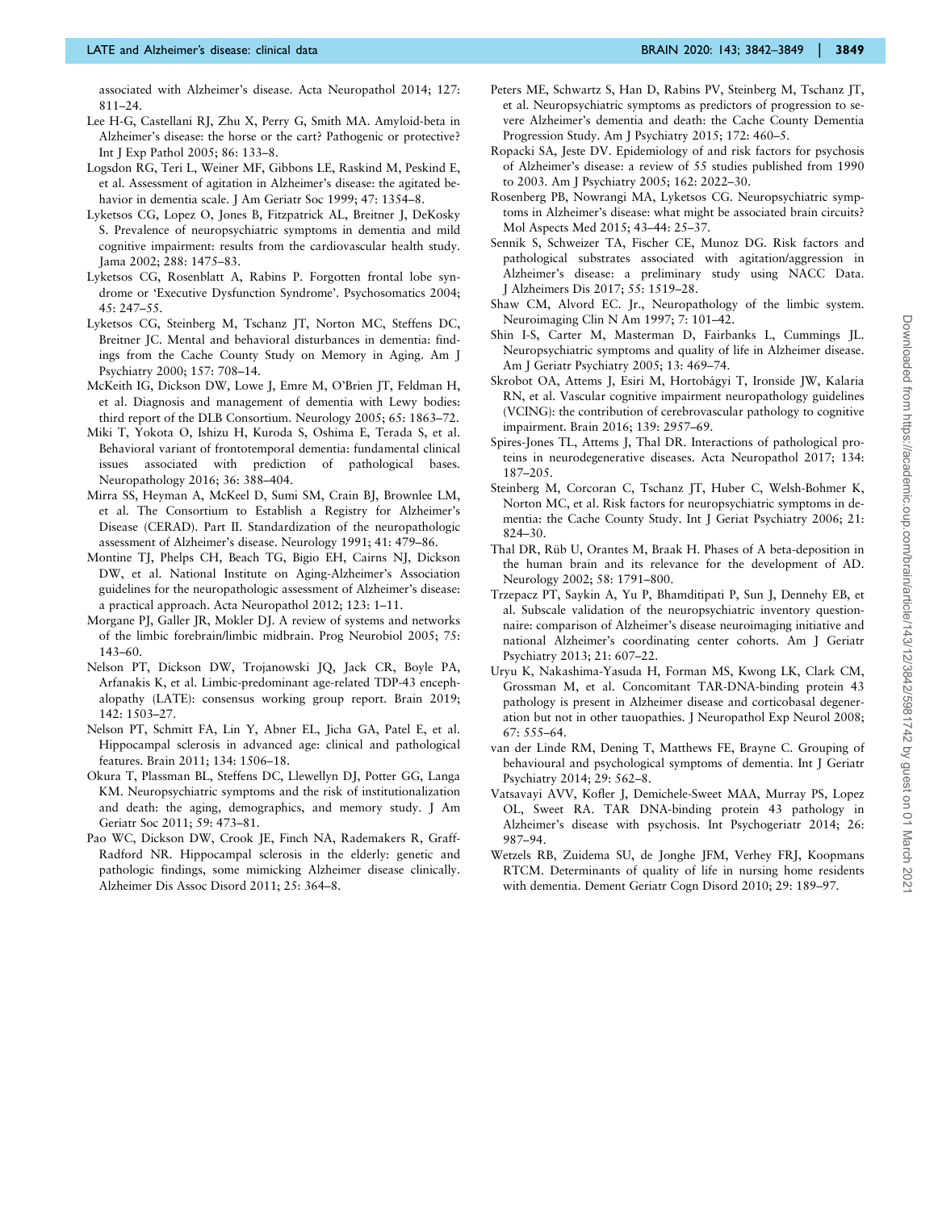associated with Alzheimer's disease. Acta Neuropathol 2014; 127: 811–24.

Lee H-G, Castellani RJ, Zhu X, Perry G, Smith MA. Amyloid-beta in Alzheimer's disease: the horse or the cart? Pathogenic or protective? Int J Exp Pathol 2005; 86: 133–8.

Logsdon RG, Teri L, Weiner MF, Gibbons LE, Raskind M, Peskind E, et al. Assessment of agitation in Alzheimer's disease: the agitated behavior in dementia scale. J Am Geriatr Soc 1999; 47: 1354–8.

Lyketsos CG, Lopez O, Jones B, Fitzpatrick AL, Breitner J, DeKosky S. Prevalence of neuropsychiatric symptoms in dementia and mild cognitive impairment: results from the cardiovascular health study. Jama 2002; 288: 1475–83.

Lyketsos CG, Rosenblatt A, Rabins P. Forgotten frontal lobe syndrome or 'Executive Dysfunction Syndrome'. Psychosomatics 2004; 45: 247–55.

Lyketsos CG, Steinberg M, Tschanz JT, Norton MC, Steffens DC, Breitner JC. Mental and behavioral disturbances in dementia: findings from the Cache County Study on Memory in Aging. Am J Psychiatry 2000; 157: 708–14.

McKeith IG, Dickson DW, Lowe J, Emre M, O'Brien JT, Feldman H, et al. Diagnosis and management of dementia with Lewy bodies: third report of the DLB Consortium. Neurology 2005; 65: 1863–72.

Miki T, Yokota O, Ishizu H, Kuroda S, Oshima E, Terada S, et al. Behavioral variant of frontotemporal dementia: fundamental clinical issues associated with prediction of pathological bases. Neuropathology 2016; 36: 388–404.

Mirra SS, Heyman A, McKeel D, Sumi SM, Crain BJ, Brownlee LM, et al. The Consortium to Establish a Registry for Alzheimer's Disease (CERAD). Part II. Standardization of the neuropathologic assessment of Alzheimer's disease. Neurology 1991; 41: 479–86.

Montine TJ, Phelps CH, Beach TG, Bigio EH, Cairns NJ, Dickson DW, et al. National Institute on Aging-Alzheimer's Association guidelines for the neuropathologic assessment of Alzheimer's disease: a practical approach. Acta Neuropathol 2012; 123: 1–11.

Morgane PJ, Galler JR, Mokler DJ. A review of systems and networks of the limbic forebrain/limbic midbrain. Prog Neurobiol 2005; 75: 143–60.

Nelson PT, Dickson DW, Trojanowski JQ, Jack CR, Boyle PA, Arfanakis K, et al. Limbic-predominant age-related TDP-43 encephalopathy (LATE): consensus working group report. Brain 2019; 142: 1503–27.

Nelson PT, Schmitt FA, Lin Y, Abner EL, Jicha GA, Patel E, et al. Hippocampal sclerosis in advanced age: clinical and pathological features. Brain 2011; 134: 1506–18.

Okura T, Plassman BL, Steffens DC, Llewellyn DJ, Potter GG, Langa KM. Neuropsychiatric symptoms and the risk of institutionalization and death: the aging, demographics, and memory study. J Am Geriatr Soc 2011; 59: 473–81.

Pao WC, Dickson DW, Crook JE, Finch NA, Rademakers R, Graff-Radford NR. Hippocampal sclerosis in the elderly: genetic and pathologic findings, some mimicking Alzheimer disease clinically. Alzheimer Dis Assoc Disord 2011; 25: 364–8.

Peters ME, Schwartz S, Han D, Rabins PV, Steinberg M, Tschanz JT, et al. Neuropsychiatric symptoms as predictors of progression to severe Alzheimer's dementia and death: the Cache County Dementia Progression Study. Am J Psychiatry 2015; 172: 460–5.

Ropacki SA, Jeste DV. Epidemiology of and risk factors for psychosis of Alzheimer's disease: a review of 55 studies published from 1990 to 2003. Am J Psychiatry 2005; 162: 2022–30.

Rosenberg PB, Nowrangi MA, Lyketsos CG. Neuropsychiatric symptoms in Alzheimer's disease: what might be associated brain circuits? Mol Aspects Med 2015; 43–44: 25–37.

Sennik S, Schweizer TA, Fischer CE, Munoz DG. Risk factors and pathological substrates associated with agitation/aggression in Alzheimer's disease: a preliminary study using NACC Data. J Alzheimers Dis 2017; 55: 1519–28.

Shaw CM, Alvord EC. Jr., Neuropathology of the limbic system. Neuroimaging Clin N Am 1997; 7: 101–42.

Shin I-S, Carter M, Masterman D, Fairbanks L, Cummings JL. Neuropsychiatric symptoms and quality of life in Alzheimer disease. Am J Geriatr Psychiatry 2005; 13: 469–74.

Skrobot OA, Attems J, Esiri M, Hortobágyi T, Ironside JW, Kalaria RN, et al. Vascular cognitive impairment neuropathology guidelines (VCING): the contribution of cerebrovascular pathology to cognitive impairment. Brain 2016; 139: 2957–69.

Spires-Jones TL, Attems J, Thal DR. Interactions of pathological proteins in neurodegenerative diseases. Acta Neuropathol 2017; 134: 187–205.

Steinberg M, Corcoran C, Tschanz JT, Huber C, Welsh-Bohmer K, Norton MC, et al. Risk factors for neuropsychiatric symptoms in dementia: the Cache County Study. Int J Geriat Psychiatry 2006; 21: 824–30.

Thal DR, Rüb U, Orantes M, Braak H. Phases of A beta-deposition in the human brain and its relevance for the development of AD. Neurology 2002; 58: 1791–800.

Trzepacz PT, Saykin A, Yu P, Bhamditipati P, Sun J, Dennehy EB, et al. Subscale validation of the neuropsychiatric inventory questionnaire: comparison of Alzheimer's disease neuroimaging initiative and national Alzheimer's coordinating center cohorts. Am J Geriatr Psychiatry 2013; 21: 607–22.

Uryu K, Nakashima-Yasuda H, Forman MS, Kwong LK, Clark CM, Grossman M, et al. Concomitant TAR-DNA-binding protein 43 pathology is present in Alzheimer disease and corticobasal degeneration but not in other tauopathies. J Neuropathol Exp Neurol 2008; 67: 555–64.

van der Linde RM, Dening T, Matthews FE, Brayne C. Grouping of behavioural and psychological symptoms of dementia. Int J Geriatr Psychiatry 2014; 29: 562–8.

Vatsavayi AVV, Kofler J, Demichele-Sweet MAA, Murray PS, Lopez OL, Sweet RA. TAR DNA-binding protein 43 pathology in Alzheimer's disease with psychosis. Int Psychogeriatr 2014; 26: 987–94.

Wetzels RB, Zuidema SU, de Jonghe JFM, Verhey FRJ, Koopmans RTCM. Determinants of quality of life in nursing home residents with dementia. Dement Geriatr Cogn Disord 2010; 29: 189–97.